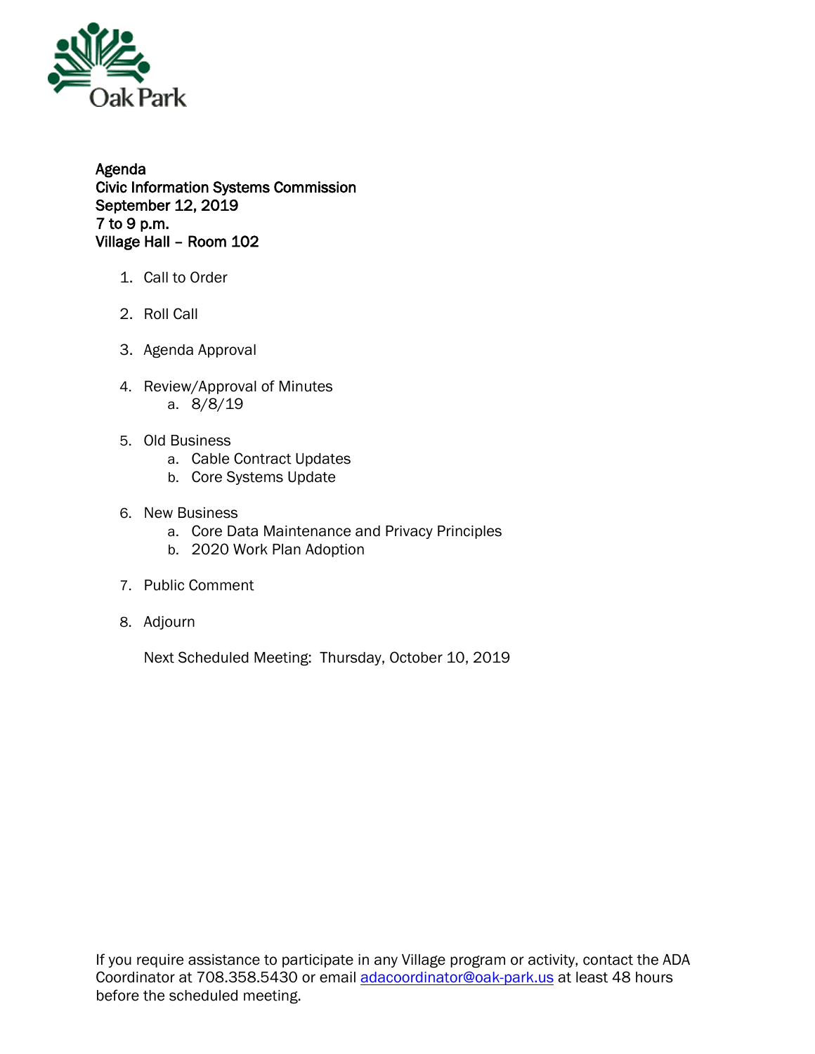Oak Park

**Agenda**
**Civic Information Systems Commission**
**September 12, 2019**
**7 to 9 p.m.**
**Village Hall – Room 102**

1. Call to Order
2. Roll Call
3. Agenda Approval
4. Review/Approval of Minutes
   a. 8/8/19
5. Old Business
   a. Cable Contract Updates
   b. Core Systems Update
6. New Business
   a. Core Data Maintenance and Privacy Principles
   b. 2020 Work Plan Adoption
7. Public Comment
8. Adjourn

Next Scheduled Meeting: Thursday, October 10, 2019

If you require assistance to participate in any Village program or activity, contact the ADA Coordinator at 708.358.5430 or email [adacoordinator@oak-park.us](mailto:adacoordinator@oak-park.us) at least 48 hours before the scheduled meeting.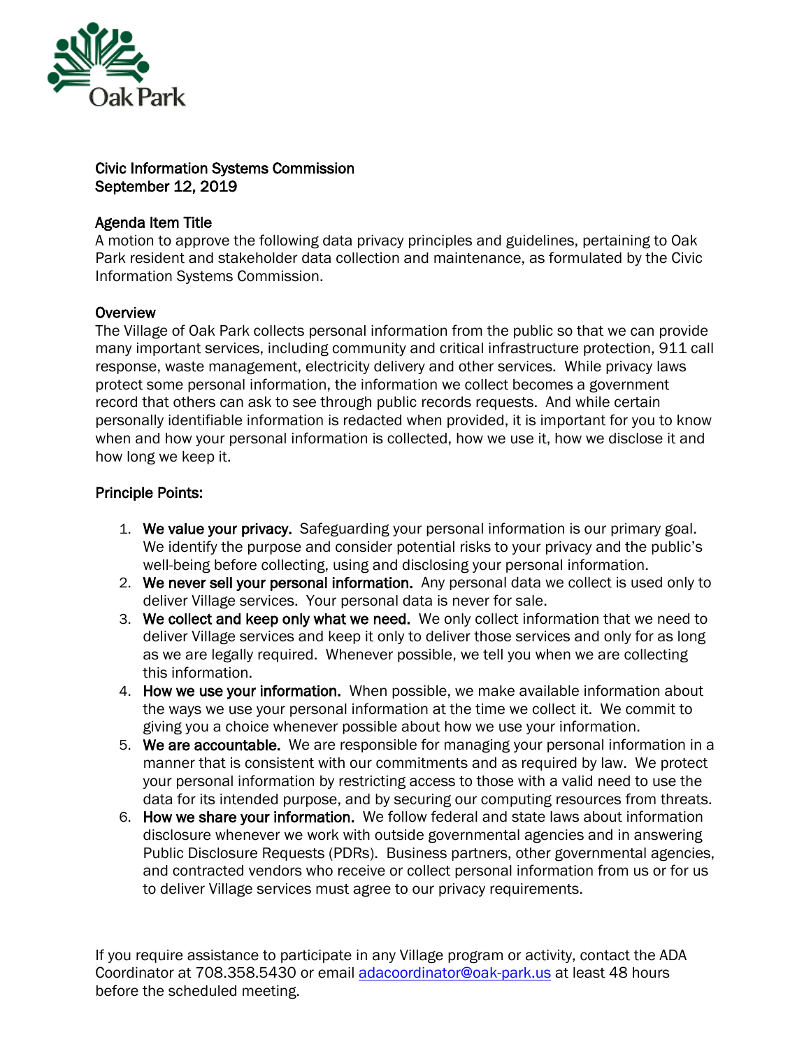Civic Information Systems Commission
September 12, 2019

Agenda Item Title

A motion to approve the following data privacy principles and guidelines, pertaining to Oak Park resident and stakeholder data collection and maintenance, as formulated by the Civic Information Systems Commission.

Overview

The Village of Oak Park collects personal information from the public so that we can provide many important services, including community and critical infrastructure protection, 911 call response, waste management, electricity delivery and other services. While privacy laws protect some personal information, the information we collect becomes a government record that others can ask to see through public records requests. And while certain personally identifiable information is redacted when provided, it is important for you to know when and how your personal information is collected, how we use it, how we disclose it and how long we keep it.

Principle Points:

1. **We value your privacy.** Safeguarding your personal information is our primary goal. We identify the purpose and consider potential risks to your privacy and the public's well-being before collecting, using and disclosing your personal information.
2. **We never sell your personal information.** Any personal data we collect is used only to deliver Village services. Your personal data is never for sale.
3. **We collect and keep only what we need.** We only collect information that we need to deliver Village services and keep it only to deliver those services and only for as long as we are legally required. Whenever possible, we tell you when we are collecting this information.
4. **How we use your information.** When possible, we make available information about the ways we use your personal information at the time we collect it. We commit to giving you a choice whenever possible about how we use your information.
5. **We are accountable.** We are responsible for managing your personal information in a manner that is consistent with our commitments and as required by law. We protect your personal information by restricting access to those with a valid need to use the data for its intended purpose, and by securing our computing resources from threats.
6. **How we share your information.** We follow federal and state laws about information disclosure whenever we work with outside governmental agencies and in answering Public Disclosure Requests (PDRs). Business partners, other governmental agencies, and contracted vendors who receive or collect personal information from us or for us to deliver Village services must agree to our privacy requirements.

If you require assistance to participate in any Village program or activity, contact the ADA Coordinator at 708.358.5430 or email adacoordinator@oak-park.us at least 48 hours before the scheduled meeting.